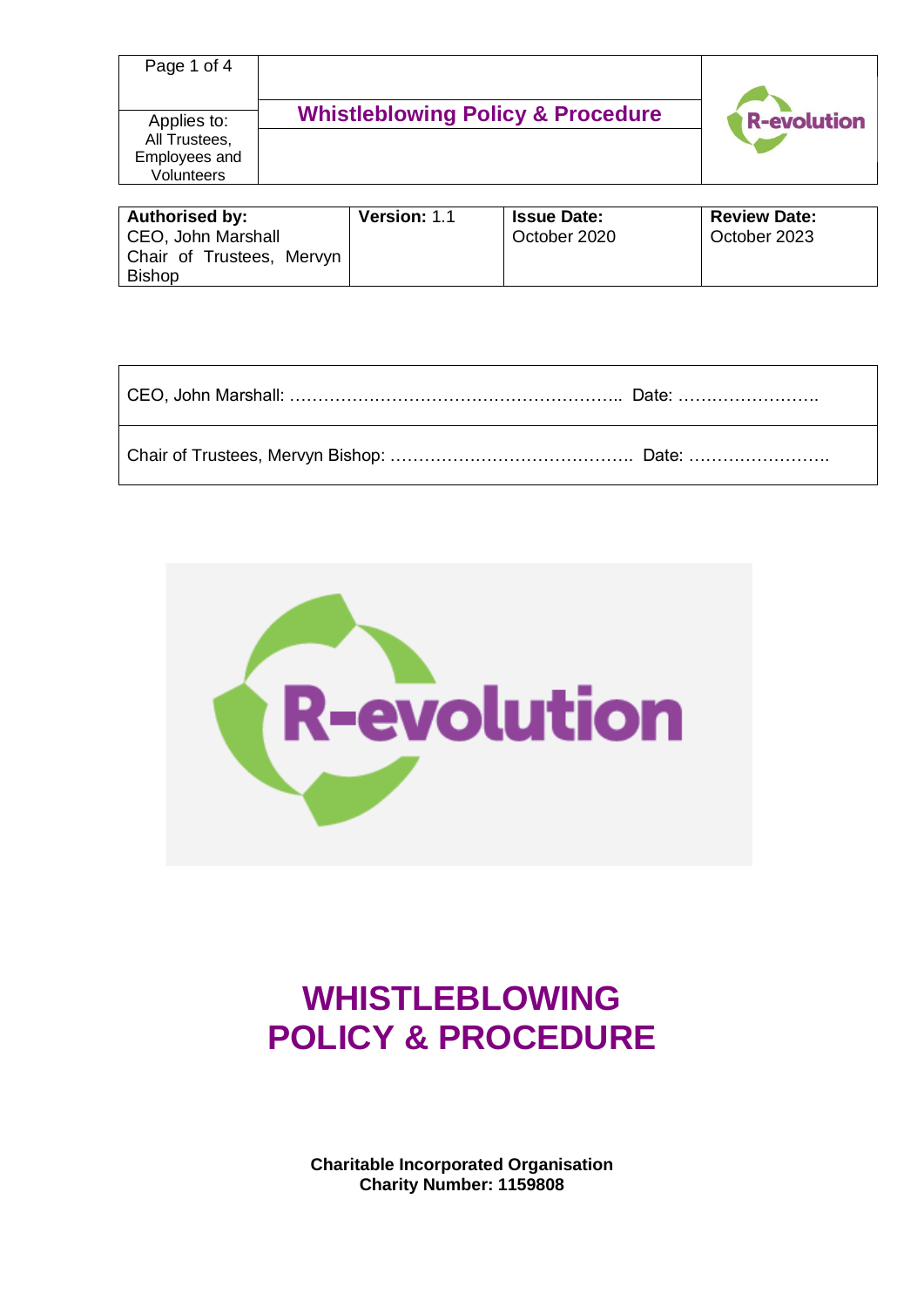| Applies to: All Trustees, Employees and Volunteers | **Whistleblowing Policy & Procedure** | R-evolution |
|---|---|---|

| **Authorised by:** CEO, John Marshall Chair of Trustees, Mervyn Bishop | **Version:** 1.1 | **Issue Date:** October 2020 | **Review Date:** October 2023 |
|---|---|---|---|

| |
|---|
| CEO, John Marshall: ………………………………………………….. Date: …….…………… |
| Chair of Trustees, Mervyn Bishop: ……………………………………. Date: ……………………. |

# WHISTLEBLOWING POLICY & PROCEDURE

**Charitable Incorporated Organisation**
**Charity Number: 1159808**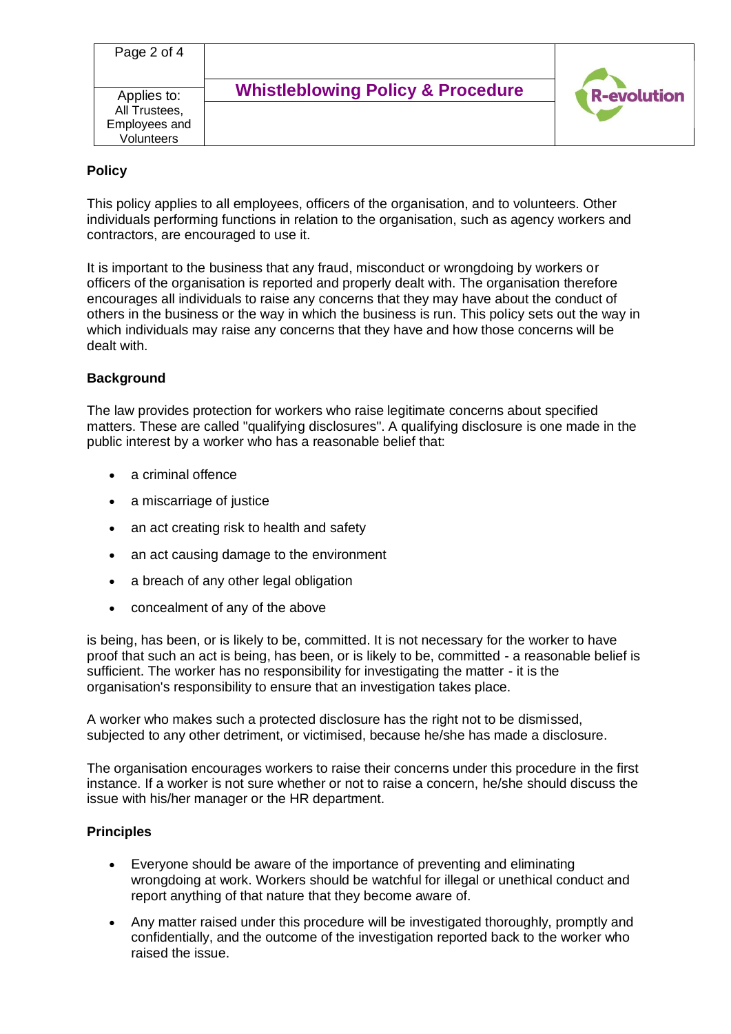**Policy**

This policy applies to all employees, officers of the organisation, and to volunteers. Other individuals performing functions in relation to the organisation, such as agency workers and contractors, are encouraged to use it.

It is important to the business that any fraud, misconduct or wrongdoing by workers or officers of the organisation is reported and properly dealt with. The organisation therefore encourages all individuals to raise any concerns that they may have about the conduct of others in the business or the way in which the business is run. This policy sets out the way in which individuals may raise any concerns that they have and how those concerns will be dealt with.

**Background**

The law provides protection for workers who raise legitimate concerns about specified matters. These are called "qualifying disclosures". A qualifying disclosure is one made in the public interest by a worker who has a reasonable belief that:

- a criminal offence
- a miscarriage of justice
- an act creating risk to health and safety
- an act causing damage to the environment
- a breach of any other legal obligation
- concealment of any of the above

is being, has been, or is likely to be, committed. It is not necessary for the worker to have proof that such an act is being, has been, or is likely to be, committed - a reasonable belief is sufficient. The worker has no responsibility for investigating the matter - it is the organisation's responsibility to ensure that an investigation takes place.

A worker who makes such a protected disclosure has the right not to be dismissed, subjected to any other detriment, or victimised, because he/she has made a disclosure.

The organisation encourages workers to raise their concerns under this procedure in the first instance. If a worker is not sure whether or not to raise a concern, he/she should discuss the issue with his/her manager or the HR department.

**Principles**

- Everyone should be aware of the importance of preventing and eliminating wrongdoing at work. Workers should be watchful for illegal or unethical conduct and report anything of that nature that they become aware of.
- Any matter raised under this procedure will be investigated thoroughly, promptly and confidentially, and the outcome of the investigation reported back to the worker who raised the issue.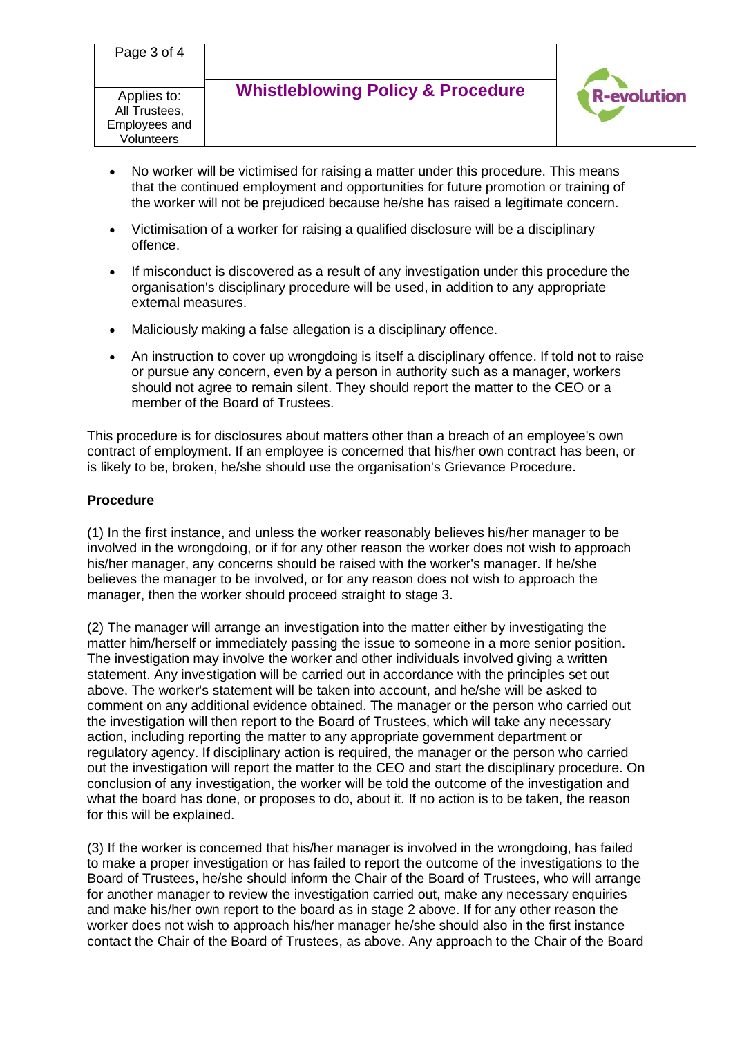- No worker will be victimised for raising a matter under this procedure. This means that the continued employment and opportunities for future promotion or training of the worker will not be prejudiced because he/she has raised a legitimate concern.
- Victimisation of a worker for raising a qualified disclosure will be a disciplinary offence.
- If misconduct is discovered as a result of any investigation under this procedure the organisation's disciplinary procedure will be used, in addition to any appropriate external measures.
- Maliciously making a false allegation is a disciplinary offence.
- An instruction to cover up wrongdoing is itself a disciplinary offence. If told not to raise or pursue any concern, even by a person in authority such as a manager, workers should not agree to remain silent. They should report the matter to the CEO or a member of the Board of Trustees.

This procedure is for disclosures about matters other than a breach of an employee's own contract of employment. If an employee is concerned that his/her own contract has been, or is likely to be, broken, he/she should use the organisation's Grievance Procedure.

**Procedure**

(1) In the first instance, and unless the worker reasonably believes his/her manager to be involved in the wrongdoing, or if for any other reason the worker does not wish to approach his/her manager, any concerns should be raised with the worker's manager. If he/she believes the manager to be involved, or for any reason does not wish to approach the manager, then the worker should proceed straight to stage 3.

(2) The manager will arrange an investigation into the matter either by investigating the matter him/herself or immediately passing the issue to someone in a more senior position. The investigation may involve the worker and other individuals involved giving a written statement. Any investigation will be carried out in accordance with the principles set out above. The worker's statement will be taken into account, and he/she will be asked to comment on any additional evidence obtained. The manager or the person who carried out the investigation will then report to the Board of Trustees, which will take any necessary action, including reporting the matter to any appropriate government department or regulatory agency. If disciplinary action is required, the manager or the person who carried out the investigation will report the matter to the CEO and start the disciplinary procedure. On conclusion of any investigation, the worker will be told the outcome of the investigation and what the board has done, or proposes to do, about it. If no action is to be taken, the reason for this will be explained.

(3) If the worker is concerned that his/her manager is involved in the wrongdoing, has failed to make a proper investigation or has failed to report the outcome of the investigations to the Board of Trustees, he/she should inform the Chair of the Board of Trustees, who will arrange for another manager to review the investigation carried out, make any necessary enquiries and make his/her own report to the board as in stage 2 above. If for any other reason the worker does not wish to approach his/her manager he/she should also in the first instance contact the Chair of the Board of Trustees, as above. Any approach to the Chair of the Board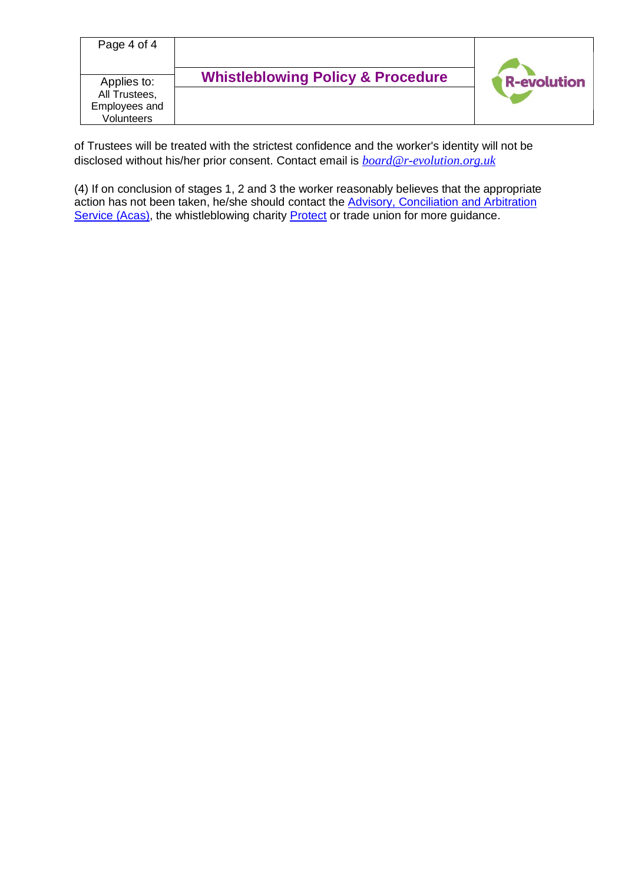of Trustees will be treated with the strictest confidence and the worker's identity will not be disclosed without his/her prior consent. Contact email is *board@r-evolution.org.uk*

(4) If on conclusion of stages 1, 2 and 3 the worker reasonably believes that the appropriate action has not been taken, he/she should contact the Advisory, Conciliation and Arbitration Service (Acas), the whistleblowing charity Protect or trade union for more guidance.